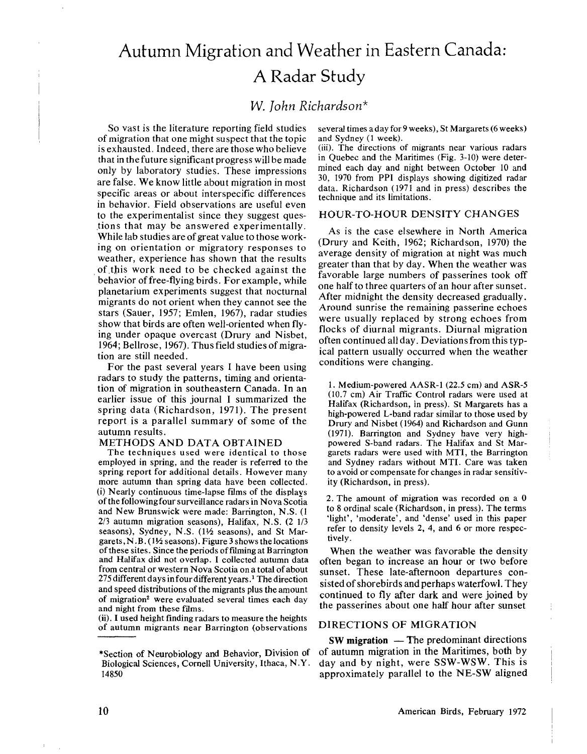# Autumn Migration and Weather in Eastern Canada: A Radar Study

## *W. John Richardson**

So vast is the literature reporting field studies of migration that one might suspect that the topic is exhausted. Indeed, there are those who believe that in the future significant progress will be made only by laboratory studies. These impressions are false. We know little about migration in most specific areas or about interspecific differences in behavior. Field observations are useful even to the experimentalist since they suggest questions that may be answered experimentally. While lab studies are of great value to those working on orientation or migratory responses to weather, experience has shown that the results of this work need to be checked against the behavior of free-flying birds. For example, while planetarium experiments suggest that nocturnal migrants do not orient when they cannot see the stars (Sauer, 1957; Emlen, 1967), radar studies show that birds are often well-oriented when flying under opaque overcast (Drury and Nisbet, 1964; Bellrose, 1967). Thus field studies of migration are still needed.

For the past several years I have been using radars to study the patterns, timing and orientation of migration in southeastern Canada. In an earlier issue of this journal I summarized the spring data (Richardson, 1971). The present report is a parallel summary of some of the autumn results.

### METHODS AND DATA OBTAINED

The techniques used were identical to those employed in spring, and the reader is referred to the spring report for additional details. However many more autumn than spring data have been collected.

(i) Nearly continuous time-lapse films of the displays of the following four surveillance radars in Nova Scotia and New Brunswick were made: Barrington, N.S. (1 2/3 autumn migration seasons), Halifax, N.S. (2 1/3 seasons), Sydney, N.S. (1½ seasons), and St Margarets, N.B. (1½ seasons). Figure 3 shows the locations of these sites. Since the periods of filming at Barrington and Halifax did not overlap. I collected autumn data from central or western Nova Scotia on a total of about 275 different days in four different years.[1] The direction and speed distributions of the migrants plus the amount of migration[2] were evaluated several times each day and night from these films.

(ii). I used height finding radars to measure the heights of autumn migrants near Barrington (observations several times a day for 9 weeks), St Margarets (6 weeks) and Sydney (1 week).

(iii). The directions of migrants near various radars in Quebec and the Maritimes (Fig. 3-10) were determined each day and night between October 10 and 30, 1970 from PPI displays showing digitized radar data. Richardson (1971 and in press) describes the technique and its limitations.

### HOUR-TO-HOUR DENSITY CHANGES

As is the case elsewhere in North America (Drury and Keith, 1962; Richardson, 1970) the average density of migration at night was much greater than that by day. When the weather was favorable large numbers of passerines took off one half to three quarters of an hour after sunset. After midnight the density decreased gradually. Around sunrise the remaining passerine echoes were usually replaced by strong echoes from flocks of diurnal migrants. Diurnal migration often continued all day. Deviations from this typical pattern usually occurred when the weather conditions were changing.

When the weather was favorable the density often began to increase an hour or two before sunset. These late-afternoon departures consisted of shorebirds and perhaps waterfowl. They continued to fly after dark and were joined by the passerines about one half hour after sunset

### DIRECTIONS OF MIGRATION

**SW migration** — The predominant directions of autumn migration in the Maritimes, both by day and by night, were SSW-WSW. This is approximately parallel to the NE-SW aligned

---

1. Medium-powered AASR-1 (22.5 cm) and ASR-5 (10.7 cm) Air Traffic Control radars were used at Halifax (Richardson, in press). St Margarets has a high-powered L-band radar similar to those used by Drury and Nisbet (1964) and Richardson and Gunn (1971). Barrington and Sydney have very high-powered S-band radars. The Halifax and St Margarets radars were used with MTI, the Barrington and Sydney radars without MTI. Care was taken to avoid or compensate for changes in radar sensitivity (Richardson, in press).

2. The amount of migration was recorded on a 0 to 8 ordinal scale (Richardson, in press). The terms 'light', 'moderate', and 'dense' used in this paper refer to density levels 2, 4, and 6 or more respectively.

*Section of Neurobiology and Behavior, Division of Biological Sciences, Cornell University, Ithaca, N.Y. 14850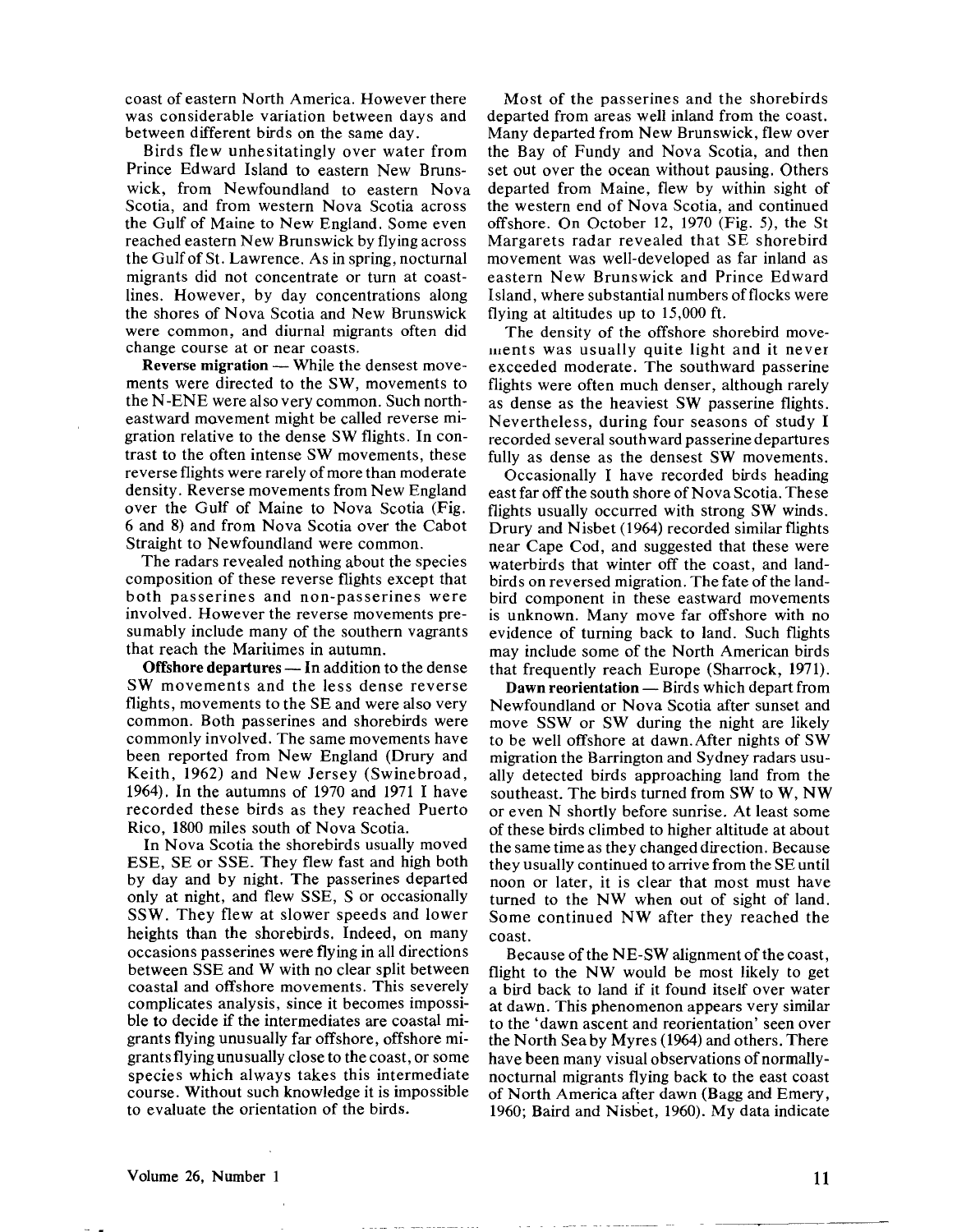coast of eastern North America. However there was considerable variation between days and between different birds on the same day.

Birds flew unhesitatingly over water from Prince Edward Island to eastern New Brunswick, from Newfoundland to eastern Nova Scotia, and from western Nova Scotia across the Gulf of Maine to New England. Some even reached eastern New Brunswick by flying across the Gulf of St. Lawrence. As in spring, nocturnal migrants did not concentrate or turn at coastlines. However, by day concentrations along the shores of Nova Scotia and New Brunswick were common, and diurnal migrants often did change course at or near coasts.

**Reverse migration** — While the densest movements were directed to the SW, movements to the N-ENE were also very common. Such northeastward movement might be called reverse migration relative to the dense SW flights. In contrast to the often intense SW movements, these reverse flights were rarely of more than moderate density. Reverse movements from New England over the Gulf of Maine to Nova Scotia (Fig. 6 and 8) and from Nova Scotia over the Cabot Straight to Newfoundland were common.

The radars revealed nothing about the species composition of these reverse flights except that both passerines and non-passerines were involved. However the reverse movements presumably include many of the southern vagrants that reach the Maritimes in autumn.

**Offshore departures** — In addition to the dense SW movements and the less dense reverse flights, movements to the SE and were also very common. Both passerines and shorebirds were commonly involved. The same movements have been reported from New England (Drury and Keith, 1962) and New Jersey (Swinebroad, 1964). In the autumns of 1970 and 1971 I have recorded these birds as they reached Puerto Rico, 1800 miles south of Nova Scotia.

In Nova Scotia the shorebirds usually moved ESE, SE or SSE. They flew fast and high both by day and by night. The passerines departed only at night, and flew SSE, S or occasionally SSW. They flew at slower speeds and lower heights than the shorebirds. Indeed, on many occasions passerines were flying in all directions between SSE and W with no clear split between coastal and offshore movements. This severely complicates analysis, since it becomes impossible to decide if the intermediates are coastal migrants flying unusually far offshore, offshore migrants flying unusually close to the coast, or some species which always takes this intermediate course. Without such knowledge it is impossible to evaluate the orientation of the birds.

Most of the passerines and the shorebirds departed from areas well inland from the coast. Many departed from New Brunswick, flew over the Bay of Fundy and Nova Scotia, and then set out over the ocean without pausing. Others departed from Maine, flew by within sight of the western end of Nova Scotia, and continued offshore. On October 12, 1970 (Fig. 5), the St Margarets radar revealed that SE shorebird movement was well-developed as far inland as eastern New Brunswick and Prince Edward Island, where substantial numbers of flocks were flying at altitudes up to 15,000 ft.

The density of the offshore shorebird movements was usually quite light and it never exceeded moderate. The southward passerine flights were often much denser, although rarely as dense as the heaviest SW passerine flights. Nevertheless, during four seasons of study I recorded several southward passerine departures fully as dense as the densest SW movements.

Occasionally I have recorded birds heading east far off the south shore of Nova Scotia. These flights usually occurred with strong SW winds. Drury and Nisbet (1964) recorded similar flights near Cape Cod, and suggested that these were waterbirds that winter off the coast, and landbirds on reversed migration. The fate of the landbird component in these eastward movements is unknown. Many move far offshore with no evidence of turning back to land. Such flights may include some of the North American birds that frequently reach Europe (Sharrock, 1971).

**Dawn reorientation** — Birds which depart from Newfoundland or Nova Scotia after sunset and move SSW or SW during the night are likely to be well offshore at dawn. After nights of SW migration the Barrington and Sydney radars usually detected birds approaching land from the southeast. The birds turned from SW to W, NW or even N shortly before sunrise. At least some of these birds climbed to higher altitude at about the same time as they changed direction. Because they usually continued to arrive from the SE until noon or later, it is clear that most must have turned to the NW when out of sight of land. Some continued NW after they reached the coast.

Because of the NE-SW alignment of the coast, flight to the NW would be most likely to get a bird back to land if it found itself over water at dawn. This phenomenon appears very similar to the 'dawn ascent and reorientation' seen over the North Sea by Myres (1964) and others. There have been many visual observations of normally-nocturnal migrants flying back to the east coast of North America after dawn (Bagg and Emery, 1960; Baird and Nisbet, 1960). My data indicate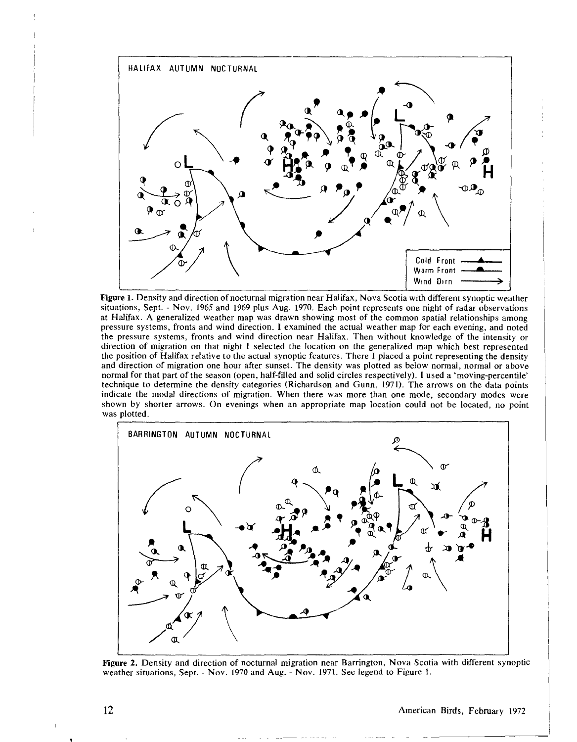Figure 1. Density and direction of nocturnal migration near Halifax, Nova Scotia with different synoptic weather situations, Sept. - Nov. 1965 and 1969 plus Aug. 1970. Each point represents one night of radar observations at Halifax. A generalized weather map was drawn showing most of the common spatial relationships among pressure systems, fronts and wind direction. I examined the actual weather map for each evening, and noted the pressure systems, fronts and wind direction near Halifax. Then without knowledge of the intensity or direction of migration on that night I selected the location on the generalized map which best represented the position of Halifax relative to the actual synoptic features. There I placed a point representing the density and direction of migration one hour after sunset. The density was plotted as below normal, normal or above normal for that part of the season (open, half-filled and solid circles respectively). I used a 'moving-percentile' technique to determine the density categories (Richardson and Gunn, 1971). The arrows on the data points indicate the modal directions of migration. When there was more than one mode, secondary modes were shown by shorter arrows. On evenings when an appropriate map location could not be located, no point was plotted.

Figure 2. Density and direction of nocturnal migration near Barrington, Nova Scotia with different synoptic weather situations, Sept. - Nov. 1970 and Aug. - Nov. 1971. See legend to Figure 1.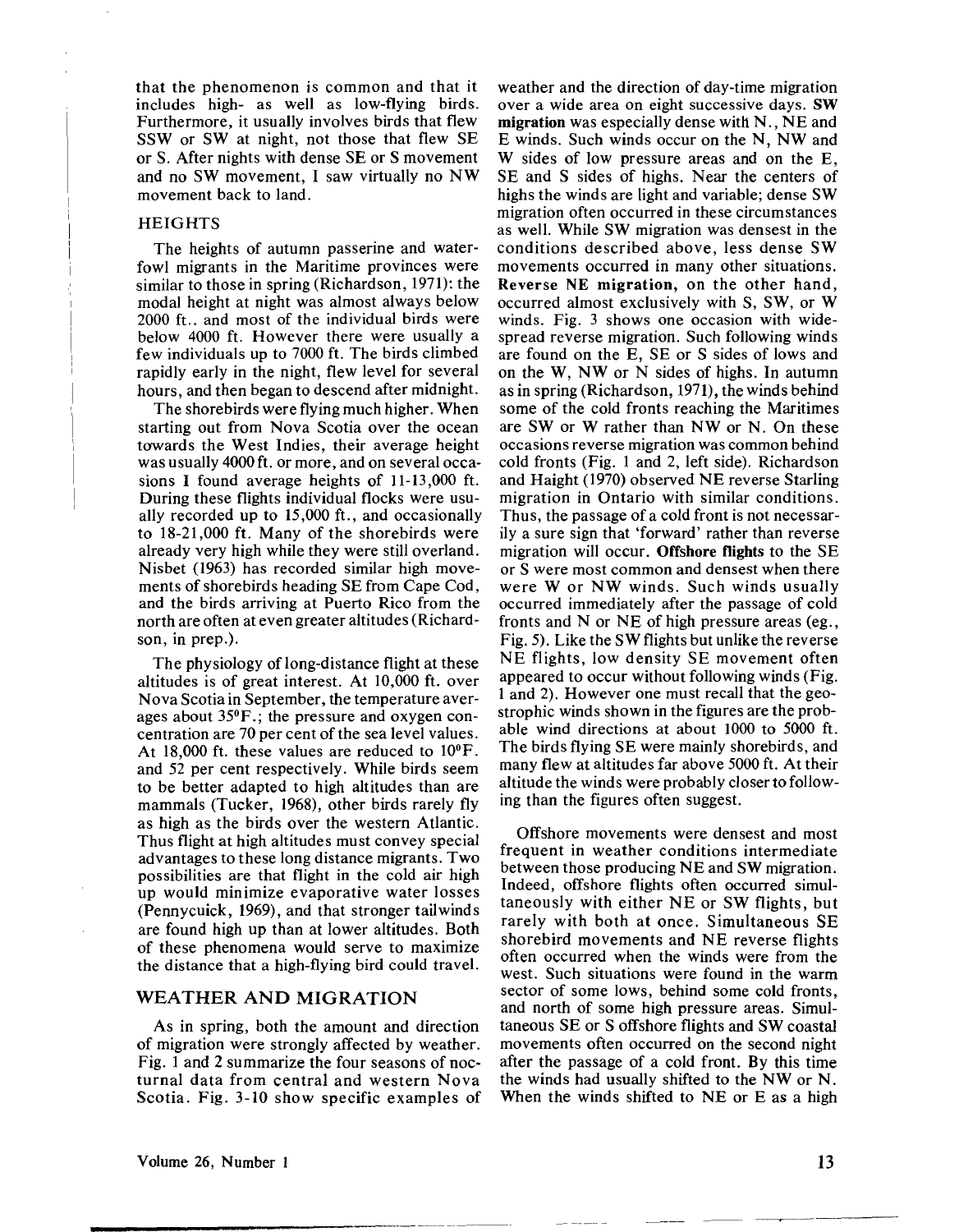that the phenomenon is common and that it includes high- as well as low-flying birds. Furthermore, it usually involves birds that flew SSW or SW at night, not those that flew SE or S. After nights with dense SE or S movement and no SW movement, I saw virtually no NW movement back to land.

### HEIGHTS

The heights of autumn passerine and waterfowl migrants in the Maritime provinces were similar to those in spring (Richardson, 1971): the modal height at night was almost always below 2000 ft., and most of the individual birds were below 4000 ft. However there were usually a few individuals up to 7000 ft. The birds climbed rapidly early in the night, flew level for several hours, and then began to descend after midnight.

The shorebirds were flying much higher. When starting out from Nova Scotia over the ocean towards the West Indies, their average height was usually 4000 ft. or more, and on several occasions I found average heights of 11-13,000 ft. During these flights individual flocks were usually recorded up to 15,000 ft., and occasionally to 18-21,000 ft. Many of the shorebirds were already very high while they were still overland. Nisbet (1963) has recorded similar high movements of shorebirds heading SE from Cape Cod, and the birds arriving at Puerto Rico from the north are often at even greater altitudes (Richardson, in prep.).

The physiology of long-distance flight at these altitudes is of great interest. At 10,000 ft. over Nova Scotia in September, the temperature averages about 35°F.; the pressure and oxygen concentration are 70 per cent of the sea level values. At 18,000 ft. these values are reduced to 10°F. and 52 per cent respectively. While birds seem to be better adapted to high altitudes than are mammals (Tucker, 1968), other birds rarely fly as high as the birds over the western Atlantic. Thus flight at high altitudes must convey special advantages to these long distance migrants. Two possibilities are that flight in the cold air high up would minimize evaporative water losses (Pennycuick, 1969), and that stronger tailwinds are found high up than at lower altitudes. Both of these phenomena would serve to maximize the distance that a high-flying bird could travel.

## WEATHER AND MIGRATION

As in spring, both the amount and direction of migration were strongly affected by weather. Fig. 1 and 2 summarize the four seasons of nocturnal data from central and western Nova Scotia. Fig. 3-10 show specific examples of weather and the direction of day-time migration over a wide area on eight successive days. **SW migration** was especially dense with N., NE and E winds. Such winds occur on the N, NW and W sides of low pressure areas and on the E, SE and S sides of highs. Near the centers of highs the winds are light and variable; dense SW migration often occurred in these circumstances as well. While SW migration was densest in the conditions described above, less dense SW movements occurred in many other situations. **Reverse NE migration,** on the other hand, occurred almost exclusively with S, SW, or W winds. Fig. 3 shows one occasion with widespread reverse migration. Such following winds are found on the E, SE or S sides of lows and on the W, NW or N sides of highs. In autumn as in spring (Richardson, 1971), the winds behind some of the cold fronts reaching the Maritimes are SW or W rather than NW or N. On these occasions reverse migration was common behind cold fronts (Fig. 1 and 2, left side). Richardson and Haight (1970) observed NE reverse Starling migration in Ontario with similar conditions. Thus, the passage of a cold front is not necessarily a sure sign that 'forward' rather than reverse migration will occur. **Offshore flights** to the SE or S were most common and densest when there were W or NW winds. Such winds usually occurred immediately after the passage of cold fronts and N or NE of high pressure areas (eg., Fig. 5). Like the SW flights but unlike the reverse NE flights, low density SE movement often appeared to occur without following winds (Fig. 1 and 2). However one must recall that the geostrophic winds shown in the figures are the probable wind directions at about 1000 to 5000 ft. The birds flying SE were mainly shorebirds, and many flew at altitudes far above 5000 ft. At their altitude the winds were probably closer to following than the figures often suggest.

Offshore movements were densest and most frequent in weather conditions intermediate between those producing NE and SW migration. Indeed, offshore flights often occurred simultaneously with either NE or SW flights, but rarely with both at once. Simultaneous SE shorebird movements and NE reverse flights often occurred when the winds were from the west. Such situations were found in the warm sector of some lows, behind some cold fronts, and north of some high pressure areas. Simultaneous SE or S offshore flights and SW coastal movements often occurred on the second night after the passage of a cold front. By this time the winds had usually shifted to the NW or N. When the winds shifted to NE or E as a high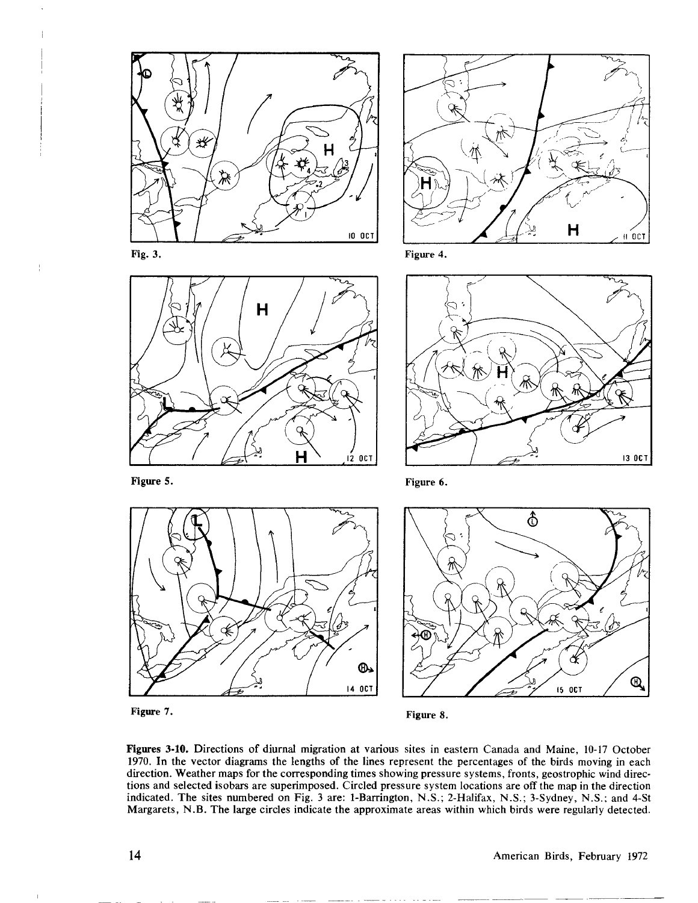Fig. 3.

Figure 4.

Figure 5.

Figure 6.

Figure 7.

Figure 8.

**Figures 3-10.** Directions of diurnal migration at various sites in eastern Canada and Maine, 10-17 October 1970. In the vector diagrams the lengths of the lines represent the percentages of the birds moving in each direction. Weather maps for the corresponding times showing pressure systems, fronts, geostrophic wind directions and selected isobars are superimposed. Circled pressure system locations are off the map in the direction indicated. The sites numbered on Fig. 3 are: 1-Barrington, N.S.; 2-Halifax, N.S.; 3-Sydney, N.S.; and 4-St Margarets, N.B. The large circles indicate the approximate areas within which birds were regularly detected.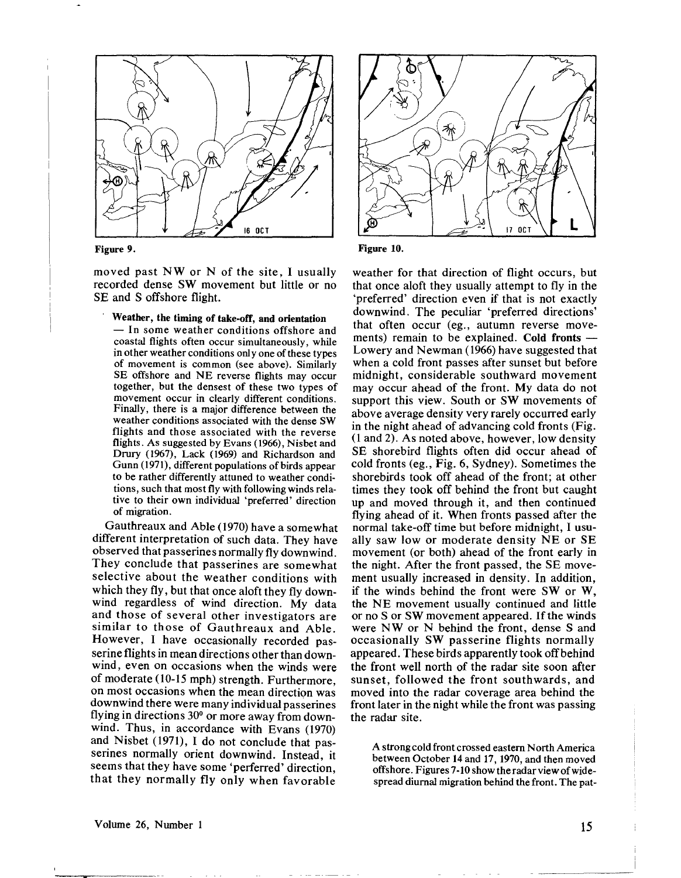Figure 9.

Figure 10.

moved past NW or N of the site, I usually recorded dense SW movement but little or no SE and S offshore flight.

**Weather, the timing of take-off, and orientation** — In some weather conditions offshore and coastal flights often occur simultaneously, while in other weather conditions only one of these types of movement is common (see above). Similarly SE offshore and NE reverse flights may occur together, but the densest of these two types of movement occur in clearly different conditions. Finally, there is a major difference between the weather conditions associated with the dense SW flights and those associated with the reverse flights. As suggested by Evans (1966), Nisbet and Drury (1967), Lack (1969) and Richardson and Gunn (1971), different populations of birds appear to be rather differently attuned to weather conditions, such that most fly with following winds relative to their own individual 'preferred' direction of migration.

Gauthreaux and Able (1970) have a somewhat different interpretation of such data. They have observed that passerines normally fly downwind. They conclude that passerines are somewhat selective about the weather conditions with which they fly, but that once aloft they fly downwind regardless of wind direction. My data and those of several other investigators are similar to those of Gauthreaux and Able. However, I have occasionally recorded passerine flights in mean directions other than downwind, even on occasions when the winds were of moderate (10-15 mph) strength. Furthermore, on most occasions when the mean direction was downwind there were many individual passerines flying in directions 30° or more away from downwind. Thus, in accordance with Evans (1970) and Nisbet (1971), I do not conclude that passerines normally orient downwind. Instead, it seems that they have some 'perferred' direction, that they normally fly only when favorable weather for that direction of flight occurs, but that once aloft they usually attempt to fly in the 'preferred' direction even if that is not exactly downwind. The peculiar 'preferred directions' that often occur (eg., autumn reverse movements) remain to be explained. **Cold fronts** — Lowery and Newman (1966) have suggested that when a cold front passes after sunset but before midnight, considerable southward movement may occur ahead of the front. My data do not support this view. South or SW movements of above average density very rarely occurred early in the night ahead of advancing cold fronts (Fig. (1 and 2). As noted above, however, low density SE shorebird flights often did occur ahead of cold fronts (eg., Fig. 6, Sydney). Sometimes the shorebirds took off ahead of the front; at other times they took off behind the front but caught up and moved through it, and then continued flying ahead of it. When fronts passed after the normal take-off time but before midnight, I usually saw low or moderate density NE or SE movement (or both) ahead of the front early in the night. After the front passed, the SE movement usually increased in density. In addition, if the winds behind the front were SW or W, the NE movement usually continued and little or no S or SW movement appeared. If the winds were NW or N behind the front, dense S and occasionally SW passerine flights normally appeared. These birds apparently took off behind the front well north of the radar site soon after sunset, followed the front southwards, and moved into the radar coverage area behind the front later in the night while the front was passing the radar site.

A strong cold front crossed eastern North America between October 14 and 17, 1970, and then moved offshore. Figures 7-10 show the radar view of widespread diurnal migration behind the front. The pat-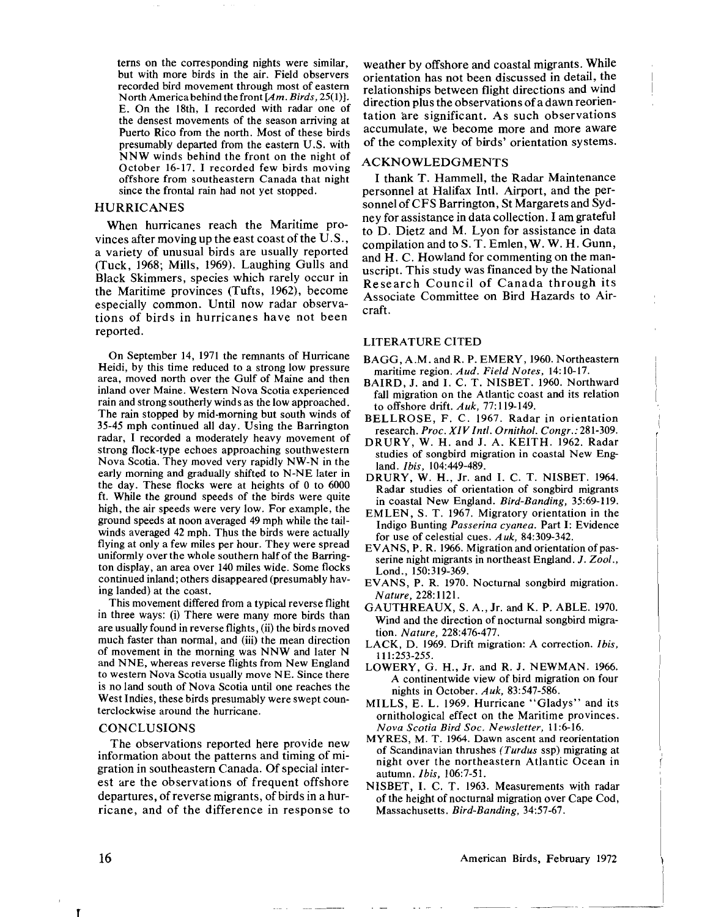terns on the corresponding nights were similar, but with more birds in the air. Field observers recorded bird movement through most of eastern North America behind the front [*Am. Birds*, 25(1)]. E. On the 18th, I recorded with radar one of the densest movements of the season arriving at Puerto Rico from the north. Most of these birds presumably departed from the eastern U.S. with NNW winds behind the front on the night of October 16-17. I recorded few birds moving offshore from southeastern Canada that night since the frontal rain had not yet stopped.

## HURRICANES

When hurricanes reach the Maritime provinces after moving up the east coast of the U.S., a variety of unusual birds are usually reported (Tuck, 1968; Mills, 1969). Laughing Gulls and Black Skimmers, species which rarely occur in the Maritime provinces (Tufts, 1962), become especially common. Until now radar observations of birds in hurricanes have not been reported.

On September 14, 1971 the remnants of Hurricane Heidi, by this time reduced to a strong low pressure area, moved north over the Gulf of Maine and then inland over Maine. Western Nova Scotia experienced rain and strong southerly winds as the low approached. The rain stopped by mid-morning but south winds of 35-45 mph continued all day. Using the Barrington radar, I recorded a moderately heavy movement of strong flock-type echoes approaching southwestern Nova Scotia. They moved very rapidly NW-N in the early morning and gradually shifted to N-NE later in the day. These flocks were at heights of 0 to 6000 ft. While the ground speeds of the birds were quite high, the air speeds were very low. For example, the ground speeds at noon averaged 49 mph while the tailwinds averaged 42 mph. Thus the birds were actually flying at only a few miles per hour. They were spread uniformly over the whole southern half of the Barrington display, an area over 140 miles wide. Some flocks continued inland; others disappeared (presumably having landed) at the coast.

This movement differed from a typical reverse flight in three ways: (i) There were many more birds than are usually found in reverse flights, (ii) the birds moved much faster than normal, and (iii) the mean direction of movement in the morning was NNW and later N and NNE, whereas reverse flights from New England to western Nova Scotia usually move NE. Since there is no land south of Nova Scotia until one reaches the West Indies, these birds presumably were swept counterclockwise around the hurricane.

## CONCLUSIONS

The observations reported here provide new information about the patterns and timing of migration in southeastern Canada. Of special interest are the observations of frequent offshore departures, of reverse migrants, of birds in a hurricane, and of the difference in response to weather by offshore and coastal migrants. While orientation has not been discussed in detail, the relationships between flight directions and wind direction plus the observations of a dawn reorientation are significant. As such observations accumulate, we become more and more aware of the complexity of birds' orientation systems.

## ACKNOWLEDGMENTS

I thank T. Hammell, the Radar Maintenance personnel at Halifax Intl. Airport, and the personnel of CFS Barrington, St Margarets and Sydney for assistance in data collection. I am grateful to D. Dietz and M. Lyon for assistance in data compilation and to S. T. Emlen, W. W. H. Gunn, and H. C. Howland for commenting on the manuscript. This study was financed by the National Research Council of Canada through its Associate Committee on Bird Hazards to Aircraft.

## LITERATURE CITED

BAGG, A.M. and R. P. EMERY, 1960. Northeastern maritime region. *Aud. Field Notes*, 14:10-17.

BAIRD, J. and I. C. T. NISBET. 1960. Northward fall migration on the Atlantic coast and its relation to offshore drift. *Auk*, 77:119-149.

BELLROSE, F. C. 1967. Radar in orientation research. *Proc. XIV Intl. Ornithol. Congr.*: 281-309.

DRURY, W. H. and J. A. KEITH. 1962. Radar studies of songbird migration in coastal New England. *Ibis*, 104:449-489.

DRURY, W. H., Jr. and I. C. T. NISBET. 1964. Radar studies of orientation of songbird migrants in coastal New England. *Bird-Banding*, 35:69-119.

EMLEN, S. T. 1967. Migratory orientation in the Indigo Bunting *Passerina cyanea*. Part I: Evidence for use of celestial cues. *Auk*, 84:309-342.

EVANS, P. R. 1966. Migration and orientation of passerine night migrants in northeast England. *J. Zool.*, Lond., 150:319-369.

EVANS, P. R. 1970. Nocturnal songbird migration. *Nature*, 228:1121.

GAUTHREAUX, S. A., Jr. and K. P. ABLE. 1970. Wind and the direction of nocturnal songbird migration. *Nature*, 228:476-477.

LACK, D. 1969. Drift migration: A correction. *Ibis*, 111:253-255.

LOWERY, G. H., Jr. and R. J. NEWMAN. 1966. A continentwide view of bird migration on four nights in October. *Auk*, 83:547-586.

MILLS, E. L. 1969. Hurricane "Gladys" and its ornithological effect on the Maritime provinces. *Nova Scotia Bird Soc. Newsletter*, 11:6-16.

MYRES, M. T. 1964. Dawn ascent and reorientation of Scandinavian thrushes *(Turdus* ssp) migrating at night over the northeastern Atlantic Ocean in autumn. *Ibis*, 106:7-51.

NISBET, I. C. T. 1963. Measurements with radar of the height of nocturnal migration over Cape Cod, Massachusetts. *Bird-Banding*, 34:57-67.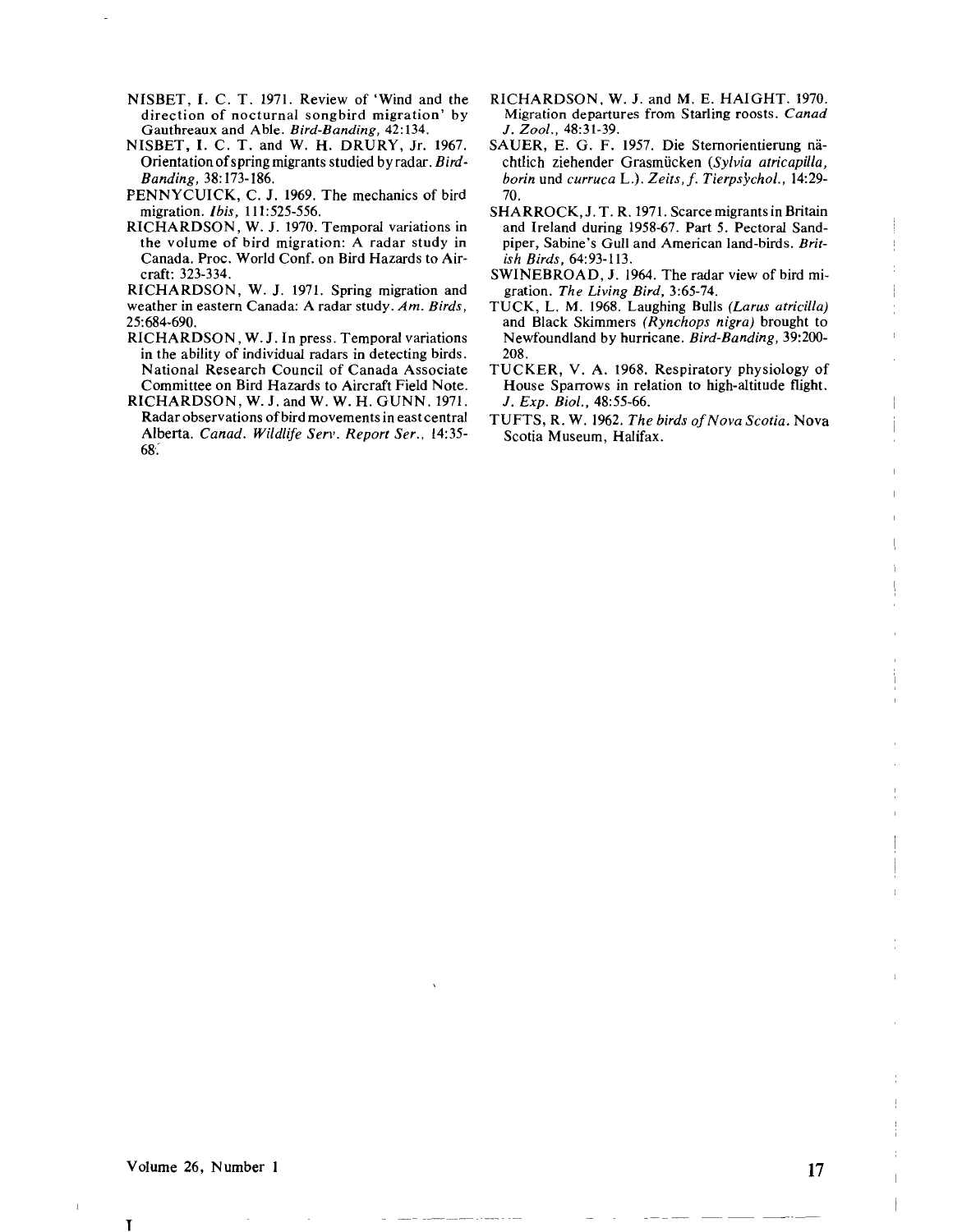NISBET, I. C. T. 1971. Review of 'Wind and the direction of nocturnal songbird migration' by Gauthreaux and Able. *Bird-Banding,* 42:134.

NISBET, I. C. T. and W. H. DRURY, Jr. 1967. Orientation of spring migrants studied by radar. *Bird-Banding,* 38:173-186.

PENNYCUICK, C. J. 1969. The mechanics of bird migration. *Ibis,* 111:525-556.

RICHARDSON, W. J. 1970. Temporal variations in the volume of bird migration: A radar study in Canada. Proc. World Conf. on Bird Hazards to Aircraft: 323-334.

RICHARDSON, W. J. 1971. Spring migration and weather in eastern Canada: A radar study. *Am. Birds,* 25:684-690.

RICHARDSON, W. J. In press. Temporal variations in the ability of individual radars in detecting birds. National Research Council of Canada Associate Committee on Bird Hazards to Aircraft Field Note.

RICHARDSON, W. J. and W. W. H. GUNN. 1971. Radar observations of bird movements in east central Alberta. *Canad. Wildlife Serv. Report Ser.,* 14:35-68.

RICHARDSON, W. J. and M. E. HAIGHT. 1970. Migration departures from Starling roosts. *Canad J. Zool.,* 48:31-39.

SAUER, E. G. F. 1957. Die Sternorientierung nächtlich ziehender Grasmücken (*Sylvia atricapilla, borin* und *curruca* L.). *Zeits, f. Tierpsychol.,* 14:29-70.

SHARROCK, J. T. R. 1971. Scarce migrants in Britain and Ireland during 1958-67. Part 5. Pectoral Sandpiper, Sabine's Gull and American land-birds. *British Birds,* 64:93-113.

SWINEBROAD, J. 1964. The radar view of bird migration. *The Living Bird,* 3:65-74.

TUCK, L. M. 1968. Laughing Bulls (*Larus atricilla*) and Black Skimmers (*Rynchops nigra*) brought to Newfoundland by hurricane. *Bird-Banding,* 39:200-208.

TUCKER, V. A. 1968. Respiratory physiology of House Sparrows in relation to high-altitude flight. *J. Exp. Biol.,* 48:55-66.

TUFTS, R. W. 1962. *The birds of Nova Scotia.* Nova Scotia Museum, Halifax.